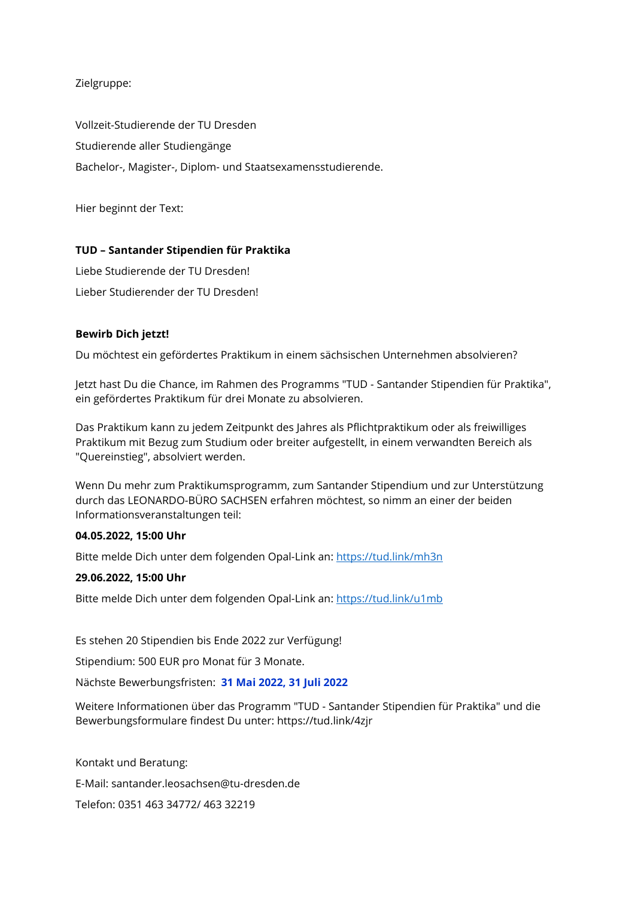Zielgruppe:

Vollzeit-Studierende der TU Dresden

Studierende aller Studiengänge

Bachelor-, Magister-, Diplom- und Staatsexamensstudierende.

Hier beginnt der Text:

**TUD – Santander Stipendien für Praktika**

Liebe Studierende der TU Dresden!

Lieber Studierender der TU Dresden!

**Bewirb Dich jetzt!**

Du möchtest ein gefördertes Praktikum in einem sächsischen Unternehmen absolvieren?

Jetzt hast Du die Chance, im Rahmen des Programms "TUD - Santander Stipendien für Praktika", ein gefördertes Praktikum für drei Monate zu absolvieren.

Das Praktikum kann zu jedem Zeitpunkt des Jahres als Pflichtpraktikum oder als freiwilliges Praktikum mit Bezug zum Studium oder breiter aufgestellt, in einem verwandten Bereich als "Quereinstieg", absolviert werden.

Wenn Du mehr zum Praktikumsprogramm, zum Santander Stipendium und zur Unterstützung durch das LEONARDO-BÜRO SACHSEN erfahren möchtest, so nimm an einer der beiden Informationsveranstaltungen teil:

**04.05.2022, 15:00 Uhr**

Bitte melde Dich unter dem folgenden Opal-Link an: https://tud.link/mh3n

**29.06.2022, 15:00 Uhr**

Bitte melde Dich unter dem folgenden Opal-Link an: https://tud.link/u1mb

Es stehen 20 Stipendien bis Ende 2022 zur Verfügung!

Stipendium: 500 EUR pro Monat für 3 Monate.

Nächste Bewerbungsfristen: **31 Mai 2022, 31 Juli 2022**

Weitere Informationen über das Programm "TUD - Santander Stipendien für Praktika" und die Bewerbungsformulare findest Du unter: https://tud.link/4zjr

Kontakt und Beratung:

E-Mail: santander.leosachsen@tu-dresden.de

Telefon: 0351 463 34772/ 463 32219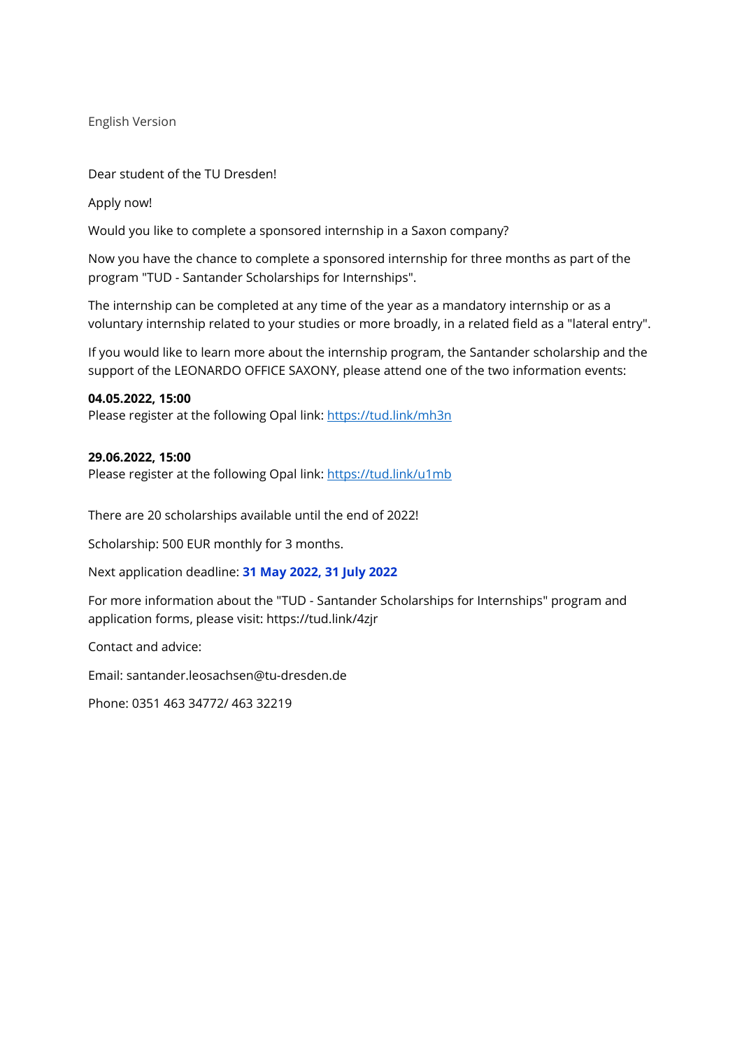English Version

Dear student of the TU Dresden!

Apply now!

Would you like to complete a sponsored internship in a Saxon company?

Now you have the chance to complete a sponsored internship for three months as part of the program "TUD - Santander Scholarships for Internships".

The internship can be completed at any time of the year as a mandatory internship or as a voluntary internship related to your studies or more broadly, in a related field as a "lateral entry".

If you would like to learn more about the internship program, the Santander scholarship and the support of the LEONARDO OFFICE SAXONY, please attend one of the two information events:

**04.05.2022, 15:00**
Please register at the following Opal link: [https://tud.link/mh3n](https://tud.link/mh3n)

**29.06.2022, 15:00**
Please register at the following Opal link: [https://tud.link/u1mb](https://tud.link/u1mb)

There are 20 scholarships available until the end of 2022!

Scholarship: 500 EUR monthly for 3 months.

Next application deadline: **31 May 2022, 31 July 2022**

For more information about the "TUD - Santander Scholarships for Internships" program and application forms, please visit: https://tud.link/4zjr

Contact and advice:

Email: santander.leosachsen@tu-dresden.de

Phone: 0351 463 34772/ 463 32219